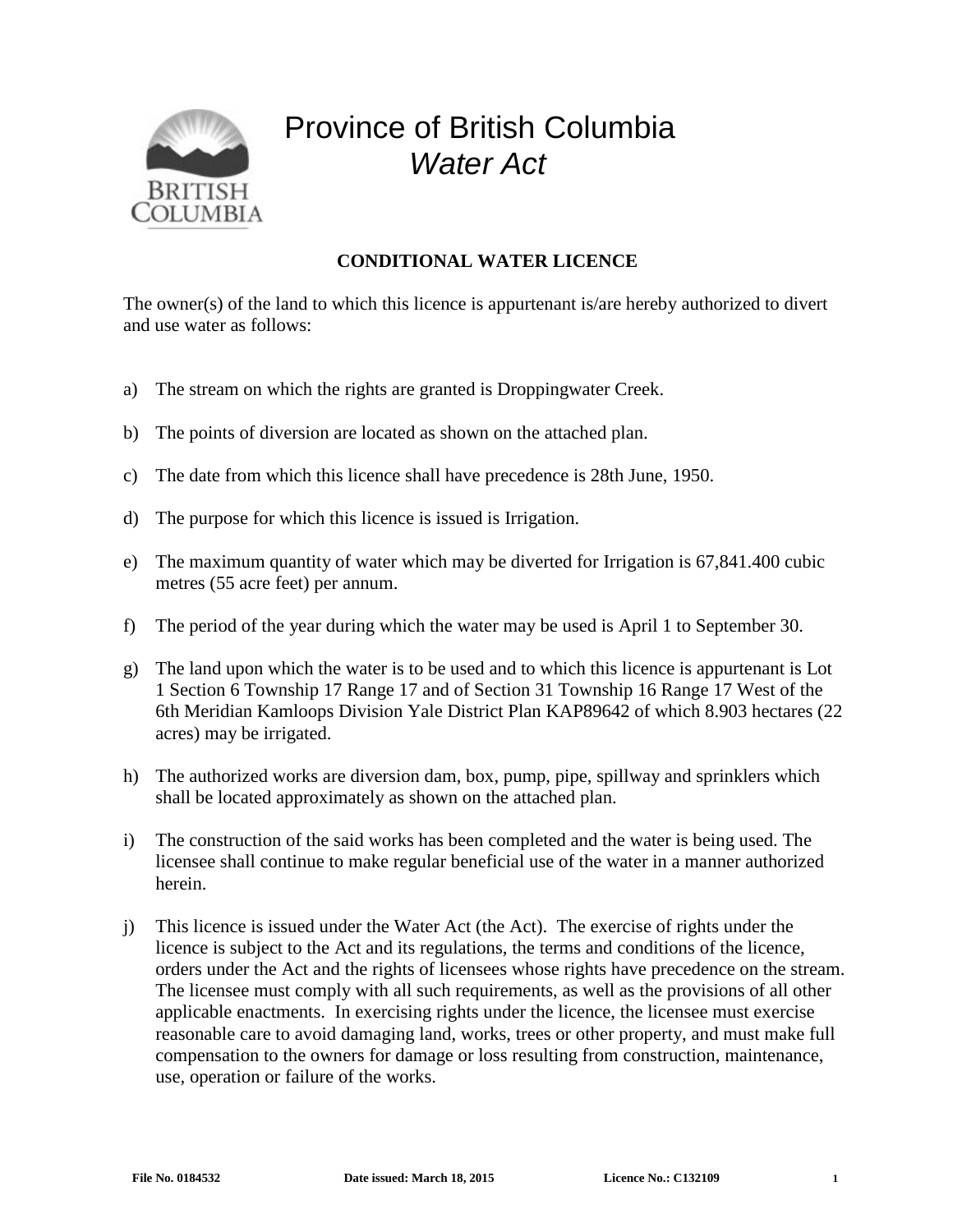# Province of British Columbia

## *Water Act*

### CONDITIONAL WATER LICENCE

The owner(s) of the land to which this licence is appurtenant is/are hereby authorized to divert and use water as follows:

a) The stream on which the rights are granted is Droppingwater Creek.

b) The points of diversion are located as shown on the attached plan.

c) The date from which this licence shall have precedence is 28th June, 1950.

d) The purpose for which this licence is issued is Irrigation.

e) The maximum quantity of water which may be diverted for Irrigation is 67,841.400 cubic metres (55 acre feet) per annum.

f) The period of the year during which the water may be used is April 1 to September 30.

g) The land upon which the water is to be used and to which this licence is appurtenant is Lot 1 Section 6 Township 17 Range 17 and of Section 31 Township 16 Range 17 West of the 6th Meridian Kamloops Division Yale District Plan KAP89642 of which 8.903 hectares (22 acres) may be irrigated.

h) The authorized works are diversion dam, box, pump, pipe, spillway and sprinklers which shall be located approximately as shown on the attached plan.

i) The construction of the said works has been completed and the water is being used. The licensee shall continue to make regular beneficial use of the water in a manner authorized herein.

j) This licence is issued under the Water Act (the Act). The exercise of rights under the licence is subject to the Act and its regulations, the terms and conditions of the licence, orders under the Act and the rights of licensees whose rights have precedence on the stream. The licensee must comply with all such requirements, as well as the provisions of all other applicable enactments. In exercising rights under the licence, the licensee must exercise reasonable care to avoid damaging land, works, trees or other property, and must make full compensation to the owners for damage or loss resulting from construction, maintenance, use, operation or failure of the works.

**File No. 0184532** **Date issued: March 18, 2015** **Licence No.: C132109**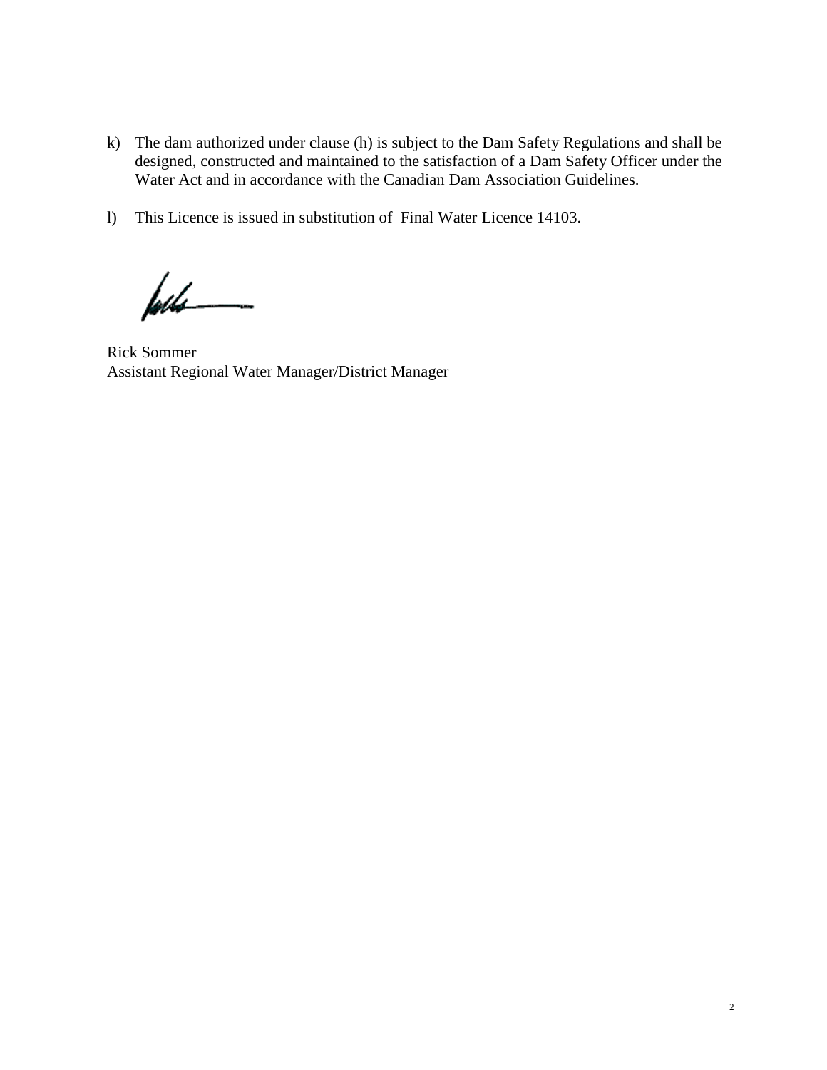k) The dam authorized under clause (h) is subject to the Dam Safety Regulations and shall be designed, constructed and maintained to the satisfaction of a Dam Safety Officer under the Water Act and in accordance with the Canadian Dam Association Guidelines.

l) This Licence is issued in substitution of Final Water Licence 14103.

Rick Sommer
Assistant Regional Water Manager/District Manager